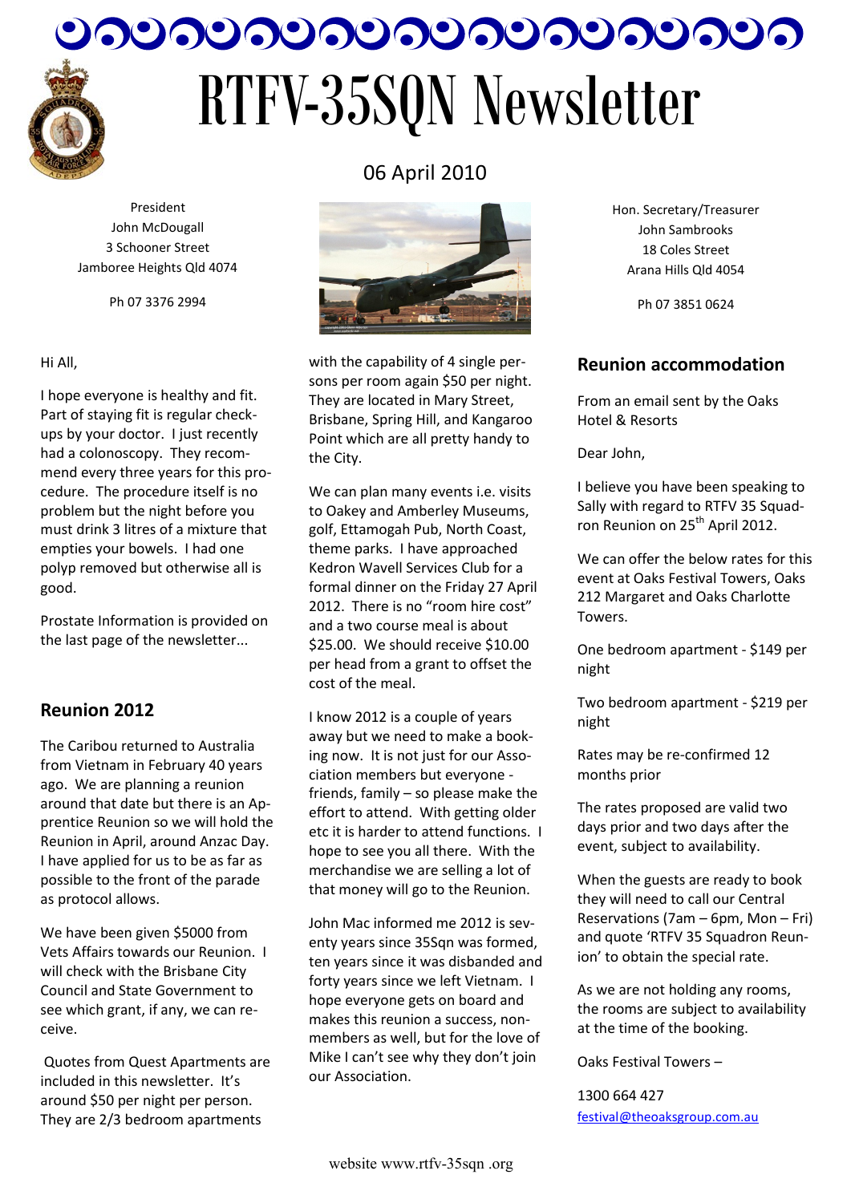# RTFV-35SQN Newsletter

06 April 2010

President
John McDougall
3 Schooner Street
Jamboree Heights Qld 4074

Ph 07 3376 2994

Hon. Secretary/Treasurer
John Sambrooks
18 Coles Street
Arana Hills Qld 4054

Ph 07 3851 0624

Hi All,

I hope everyone is healthy and fit. Part of staying fit is regular check-ups by your doctor. I just recently had a colonoscopy. They recommend every three years for this procedure. The procedure itself is no problem but the night before you must drink 3 litres of a mixture that empties your bowels. I had one polyp removed but otherwise all is good.

Prostate Information is provided on the last page of the newsletter...

## Reunion 2012

The Caribou returned to Australia from Vietnam in February 40 years ago. We are planning a reunion around that date but there is an Apprentice Reunion so we will hold the Reunion in April, around Anzac Day. I have applied for us to be as far as possible to the front of the parade as protocol allows.

We have been given $5000 from Vets Affairs towards our Reunion. I will check with the Brisbane City Council and State Government to see which grant, if any, we can receive.

Quotes from Quest Apartments are included in this newsletter. It's around $50 per night per person. They are 2/3 bedroom apartments with the capability of 4 single persons per room again $50 per night. They are located in Mary Street, Brisbane, Spring Hill, and Kangaroo Point which are all pretty handy to the City.

We can plan many events i.e. visits to Oakey and Amberley Museums, golf, Ettamogah Pub, North Coast, theme parks. I have approached Kedron Wavell Services Club for a formal dinner on the Friday 27 April 2012. There is no "room hire cost" and a two course meal is about $25.00. We should receive $10.00 per head from a grant to offset the cost of the meal.

I know 2012 is a couple of years away but we need to make a booking now. It is not just for our Association members but everyone - friends, family – so please make the effort to attend. With getting older etc it is harder to attend functions. I hope to see you all there. With the merchandise we are selling a lot of that money will go to the Reunion.

John Mac informed me 2012 is seventy years since 35Sqn was formed, ten years since it was disbanded and forty years since we left Vietnam. I hope everyone gets on board and makes this reunion a success, non-members as well, but for the love of Mike I can't see why they don't join our Association.

## Reunion accommodation

From an email sent by the Oaks Hotel & Resorts

Dear John,

I believe you have been speaking to Sally with regard to RTFV 35 Squadron Reunion on 25th April 2012.

We can offer the below rates for this event at Oaks Festival Towers, Oaks 212 Margaret and Oaks Charlotte Towers.

One bedroom apartment - $149 per night

Two bedroom apartment - $219 per night

Rates may be re-confirmed 12 months prior

The rates proposed are valid two days prior and two days after the event, subject to availability.

When the guests are ready to book they will need to call our Central Reservations (7am – 6pm, Mon – Fri) and quote 'RTFV 35 Squadron Reunion' to obtain the special rate.

As we are not holding any rooms, the rooms are subject to availability at the time of the booking.

Oaks Festival Towers –

1300 664 427
festival@theoaksgroup.com.au

website www.rtfv-35sqn .org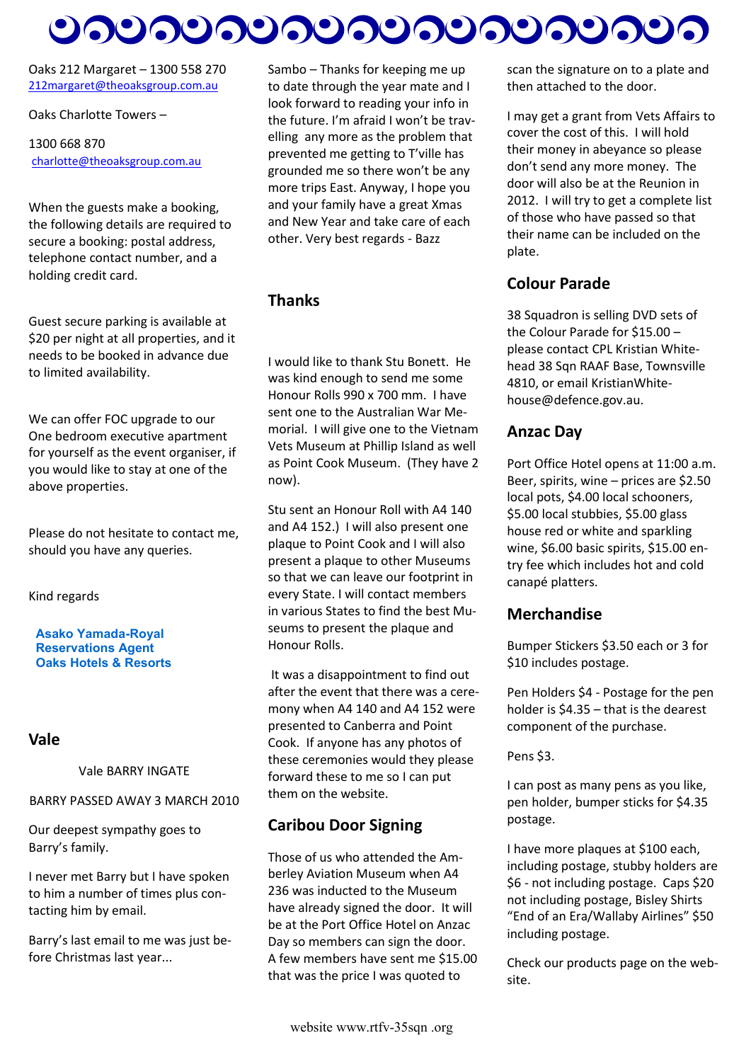Oaks 212 Margaret – 1300 558 270
212margaret@theoaksgroup.com.au

Oaks Charlotte Towers –

1300 668 870
charlotte@theoaksgroup.com.au

When the guests make a booking, the following details are required to secure a booking: postal address, telephone contact number, and a holding credit card.

Guest secure parking is available at $20 per night at all properties, and it needs to be booked in advance due to limited availability.

We can offer FOC upgrade to our One bedroom executive apartment for yourself as the event organiser, if you would like to stay at one of the above properties.

Please do not hesitate to contact me, should you have any queries.

Kind regards

**Asako Yamada-Royal**
**Reservations Agent**
**Oaks Hotels & Resorts**

## Vale

Vale BARRY INGATE

BARRY PASSED AWAY 3 MARCH 2010

Our deepest sympathy goes to Barry's family.

I never met Barry but I have spoken to him a number of times plus contacting him by email.

Barry's last email to me was just before Christmas last year...

Sambo – Thanks for keeping me up to date through the year mate and I look forward to reading your info in the future. I'm afraid I won't be travelling any more as the problem that prevented me getting to T'ville has grounded me so there won't be any more trips East. Anyway, I hope you and your family have a great Xmas and New Year and take care of each other. Very best regards - Bazz

## Thanks

I would like to thank Stu Bonett. He was kind enough to send me some Honour Rolls 990 x 700 mm. I have sent one to the Australian War Memorial. I will give one to the Vietnam Vets Museum at Phillip Island as well as Point Cook Museum. (They have 2 now).

Stu sent an Honour Roll with A4 140 and A4 152.) I will also present one plaque to Point Cook and I will also present a plaque to other Museums so that we can leave our footprint in every State. I will contact members in various States to find the best Museums to present the plaque and Honour Rolls.

It was a disappointment to find out after the event that there was a ceremony when A4 140 and A4 152 were presented to Canberra and Point Cook. If anyone has any photos of these ceremonies would they please forward these to me so I can put them on the website.

## Caribou Door Signing

Those of us who attended the Amberley Aviation Museum when A4 236 was inducted to the Museum have already signed the door. It will be at the Port Office Hotel on Anzac Day so members can sign the door. A few members have sent me $15.00 that was the price I was quoted to scan the signature on to a plate and then attached to the door.

I may get a grant from Vets Affairs to cover the cost of this. I will hold their money in abeyance so please don't send any more money. The door will also be at the Reunion in 2012. I will try to get a complete list of those who have passed so that their name can be included on the plate.

## Colour Parade

38 Squadron is selling DVD sets of the Colour Parade for $15.00 – please contact CPL Kristian Whitehead 38 Sqn RAAF Base, Townsville 4810, or email KristianWhitehouse@defence.gov.au.

## Anzac Day

Port Office Hotel opens at 11:00 a.m. Beer, spirits, wine – prices are $2.50 local pots, $4.00 local schooners, $5.00 local stubbies, $5.00 glass house red or white and sparkling wine, $6.00 basic spirits, $15.00 entry fee which includes hot and cold canapé platters.

## Merchandise

Bumper Stickers $3.50 each or 3 for $10 includes postage.

Pen Holders $4 - Postage for the pen holder is $4.35 – that is the dearest component of the purchase.

Pens $3.

I can post as many pens as you like, pen holder, bumper sticks for $4.35 postage.

I have more plaques at $100 each, including postage, stubby holders are $6 - not including postage. Caps $20 not including postage, Bisley Shirts "End of an Era/Wallaby Airlines" $50 including postage.

Check our products page on the website.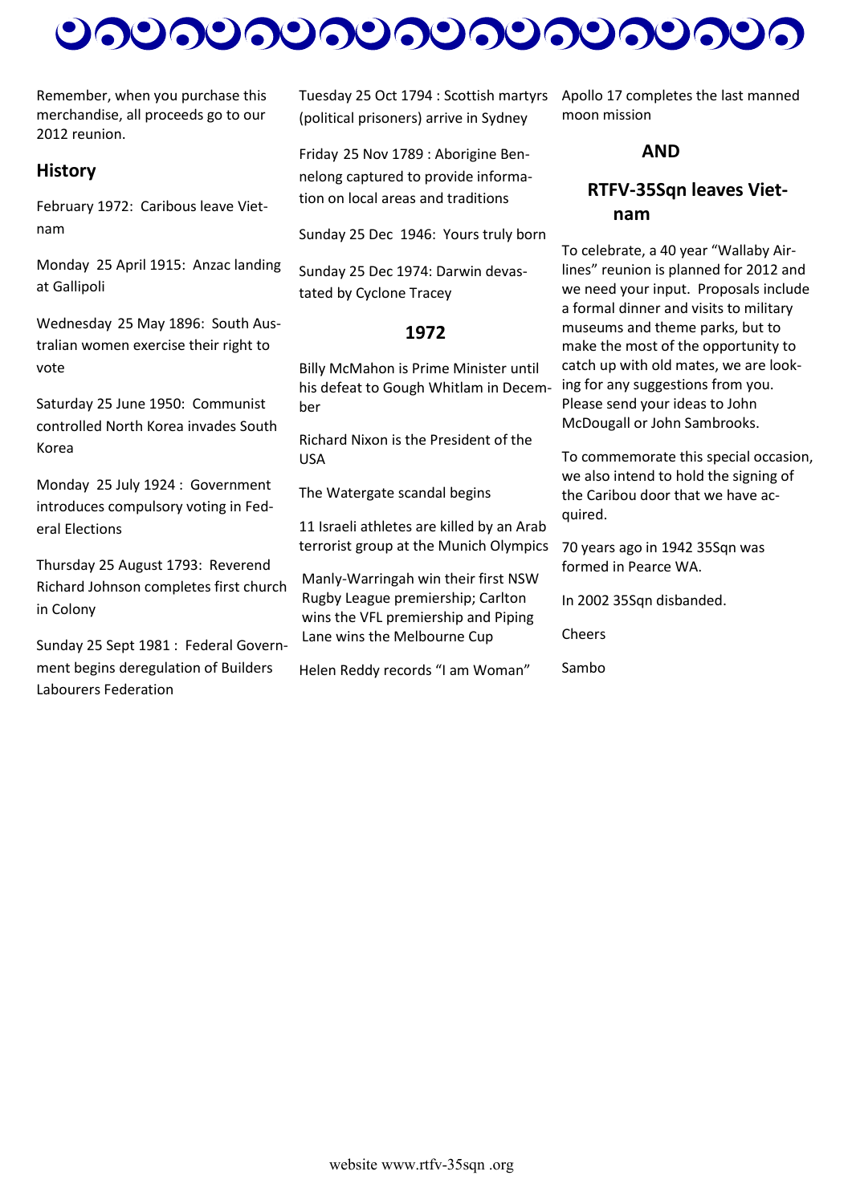Remember, when you purchase this merchandise, all proceeds go to our 2012 reunion.

## History

February 1972: Caribous leave Vietnam

Monday 25 April 1915: Anzac landing at Gallipoli

Wednesday 25 May 1896: South Australian women exercise their right to vote

Saturday 25 June 1950: Communist controlled North Korea invades South Korea

Monday 25 July 1924 : Government introduces compulsory voting in Federal Elections

Thursday 25 August 1793: Reverend Richard Johnson completes first church in Colony

Sunday 25 Sept 1981 : Federal Government begins deregulation of Builders Labourers Federation

Tuesday 25 Oct 1794 : Scottish martyrs (political prisoners) arrive in Sydney

Friday 25 Nov 1789 : Aborigine Bennelong captured to provide information on local areas and traditions

Sunday 25 Dec 1946: Yours truly born

Sunday 25 Dec 1974: Darwin devastated by Cyclone Tracey

## 1972

Billy McMahon is Prime Minister until his defeat to Gough Whitlam in December

Richard Nixon is the President of the USA

The Watergate scandal begins

11 Israeli athletes are killed by an Arab terrorist group at the Munich Olympics

Manly-Warringah win their first NSW Rugby League premiership; Carlton wins the VFL premiership and Piping Lane wins the Melbourne Cup

Helen Reddy records “I am Woman”

Apollo 17 completes the last manned moon mission

## AND

## RTFV-35Sqn leaves Vietnam

To celebrate, a 40 year “Wallaby Airlines” reunion is planned for 2012 and we need your input. Proposals include a formal dinner and visits to military museums and theme parks, but to make the most of the opportunity to catch up with old mates, we are looking for any suggestions from you. Please send your ideas to John McDougall or John Sambrooks.

To commemorate this special occasion, we also intend to hold the signing of the Caribou door that we have acquired.

70 years ago in 1942 35Sqn was formed in Pearce WA.

In 2002 35Sqn disbanded.

Cheers

Sambo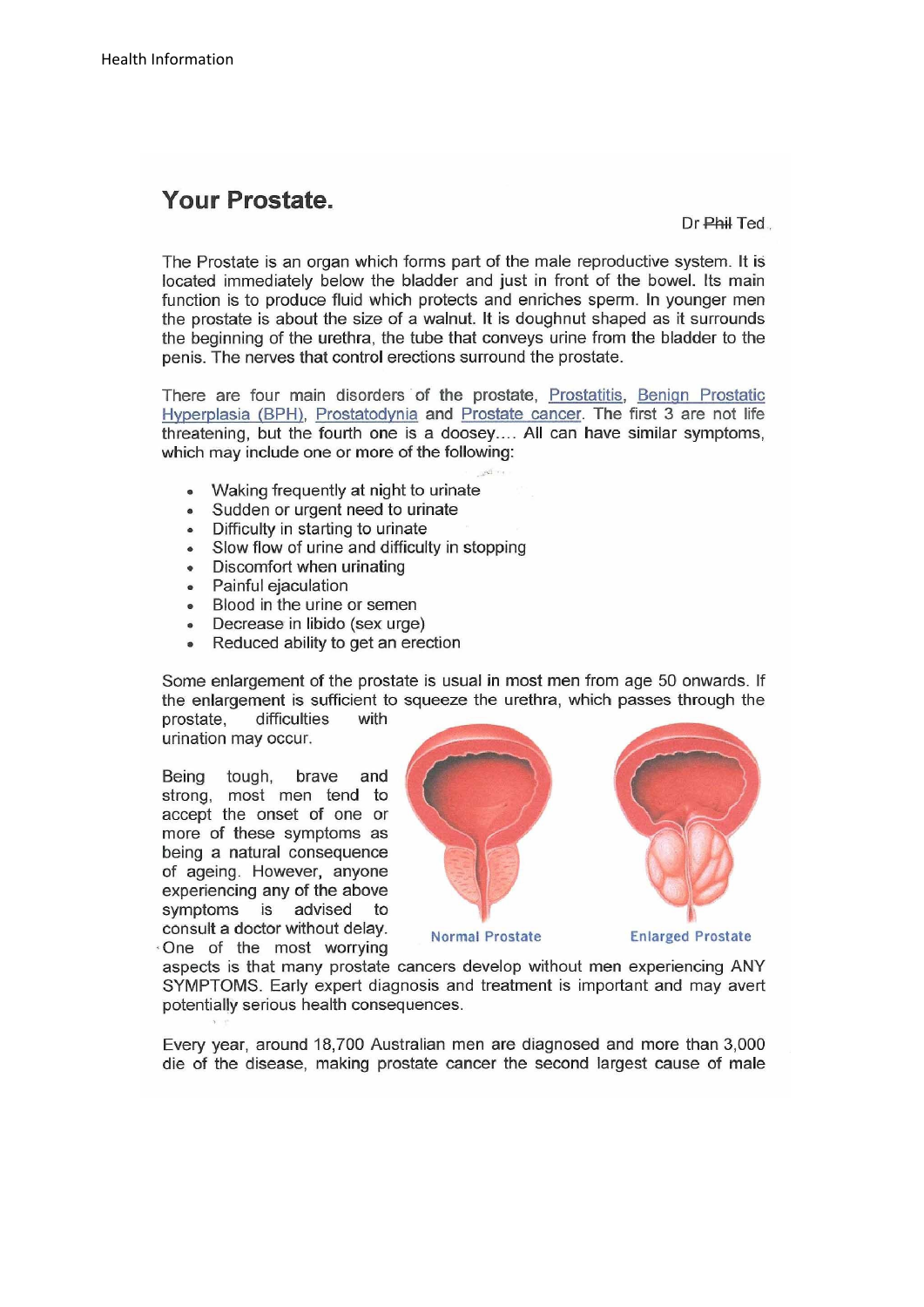# Your Prostate.

Dr ~~Phil~~ Ted

The Prostate is an organ which forms part of the male reproductive system. It is located immediately below the bladder and just in front of the bowel. Its main function is to produce fluid which protects and enriches sperm. In younger men the prostate is about the size of a walnut. It is doughnut shaped as it surrounds the beginning of the urethra, the tube that conveys urine from the bladder to the penis. The nerves that control erections surround the prostate.

There are four main disorders of the prostate, Prostatitis, Benign Prostatic Hyperplasia (BPH), Prostatodynia and Prostate cancer. The first 3 are not life threatening, but the fourth one is a doosey.... All can have similar symptoms, which may include one or more of the following:

- Waking frequently at night to urinate
- Sudden or urgent need to urinate
- Difficulty in starting to urinate
- Slow flow of urine and difficulty in stopping
- Discomfort when urinating
- Painful ejaculation
- Blood in the urine or semen
- Decrease in libido (sex urge)
- Reduced ability to get an erection

Some enlargement of the prostate is usual in most men from age 50 onwards. If the enlargement is sufficient to squeeze the urethra, which passes through the prostate, difficulties with urination may occur.

Normal Prostate

Enlarged Prostate

Being tough, brave and strong, most men tend to accept the onset of one or more of these symptoms as being a natural consequence of ageing. However, anyone experiencing any of the above symptoms is advised to consult a doctor without delay. One of the most worrying aspects is that many prostate cancers develop without men experiencing ANY SYMPTOMS. Early expert diagnosis and treatment is important and may avert potentially serious health consequences.

Every year, around 18,700 Australian men are diagnosed and more than 3,000 die of the disease, making prostate cancer the second largest cause of male